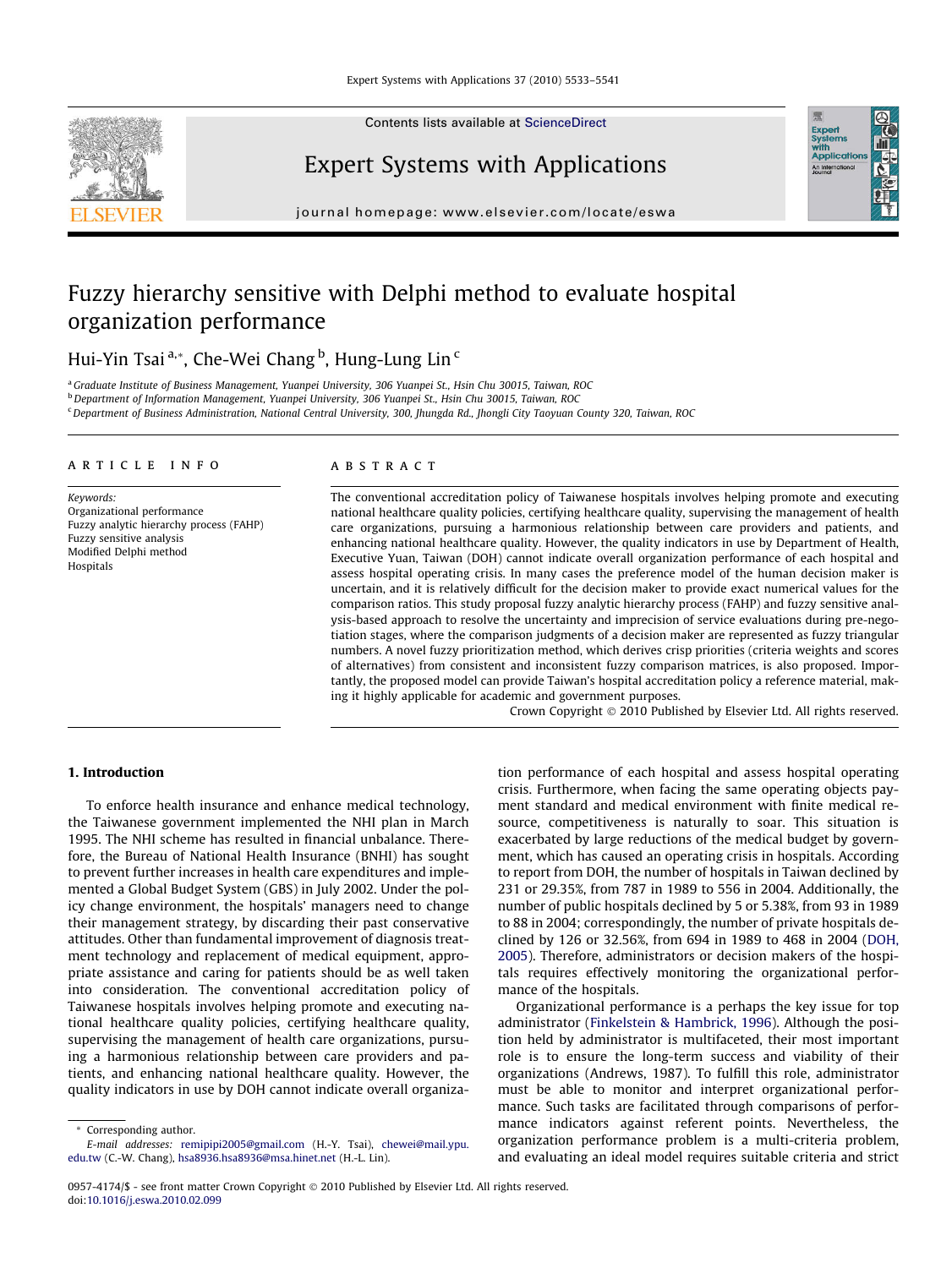# Fuzzy hierarchy sensitive with Delphi method to evaluate hospital organization performance

Hui-Yin Tsai [a,*], Che-Wei Chang [b], Hung-Lung Lin [c]

[a] Graduate Institute of Business Management, Yuanpei University, 306 Yuanpei St., Hsin Chu 30015, Taiwan, ROC
[b] Department of Information Management, Yuanpei University, 306 Yuanpei St., Hsin Chu 30015, Taiwan, ROC
[c] Department of Business Administration, National Central University, 300, Jhungda Rd., Jhongli City Taoyuan County 320, Taiwan, ROC

## ARTICLE INFO

*Keywords:*
Organizational performance
Fuzzy analytic hierarchy process (FAHP)
Fuzzy sensitive analysis
Modified Delphi method
Hospitals

## ABSTRACT

The conventional accreditation policy of Taiwanese hospitals involves helping promote and executing national healthcare quality policies, certifying healthcare quality, supervising the management of health care organizations, pursuing a harmonious relationship between care providers and patients, and enhancing national healthcare quality. However, the quality indicators in use by Department of Health, Executive Yuan, Taiwan (DOH) cannot indicate overall organization performance of each hospital and assess hospital operating crisis. In many cases the preference model of the human decision maker is uncertain, and it is relatively difficult for the decision maker to provide exact numerical values for the comparison ratios. This study proposal fuzzy analytic hierarchy process (FAHP) and fuzzy sensitive analysis-based approach to resolve the uncertainty and imprecision of service evaluations during pre-negotiation stages, where the comparison judgments of a decision maker are represented as fuzzy triangular numbers. A novel fuzzy prioritization method, which derives crisp priorities (criteria weights and scores of alternatives) from consistent and inconsistent fuzzy comparison matrices, is also proposed. Importantly, the proposed model can provide Taiwan's hospital accreditation policy a reference material, making it highly applicable for academic and government purposes.

Crown Copyright © 2010 Published by Elsevier Ltd. All rights reserved.

## 1. Introduction

To enforce health insurance and enhance medical technology, the Taiwanese government implemented the NHI plan in March 1995. The NHI scheme has resulted in financial unbalance. Therefore, the Bureau of National Health Insurance (BNHI) has sought to prevent further increases in health care expenditures and implemented a Global Budget System (GBS) in July 2002. Under the policy change environment, the hospitals' managers need to change their management strategy, by discarding their past conservative attitudes. Other than fundamental improvement of diagnosis treatment technology and replacement of medical equipment, appropriate assistance and caring for patients should be as well taken into consideration. The conventional accreditation policy of Taiwanese hospitals involves helping promote and executing national healthcare quality policies, certifying healthcare quality, supervising the management of health care organizations, pursuing a harmonious relationship between care providers and patients, and enhancing national healthcare quality. However, the quality indicators in use by DOH cannot indicate overall organization performance of each hospital and assess hospital operating crisis. Furthermore, when facing the same operating objects payment standard and medical environment with finite medical resource, competitiveness is naturally to soar. This situation is exacerbated by large reductions of the medical budget by government, which has caused an operating crisis in hospitals. According to report from DOH, the number of hospitals in Taiwan declined by 231 or 29.35%, from 787 in 1989 to 556 in 2004. Additionally, the number of public hospitals declined by 5 or 5.38%, from 93 in 1989 to 88 in 2004; correspondingly, the number of private hospitals declined by 126 or 32.56%, from 694 in 1989 to 468 in 2004 (DOH, 2005). Therefore, administrators or decision makers of the hospitals requires effectively monitoring the organizational performance of the hospitals.

Organizational performance is a perhaps the key issue for top administrator (Finkelstein & Hambrick, 1996). Although the position held by administrator is multifaceted, their most important role is to ensure the long-term success and viability of their organizations (Andrews, 1987). To fulfill this role, administrator must be able to monitor and interpret organizational performance. Such tasks are facilitated through comparisons of performance indicators against referent points. Nevertheless, the organization performance problem is a multi-criteria problem, and evaluating an ideal model requires suitable criteria and strict

\* Corresponding author.
*E-mail addresses:* remipipi2005@gmail.com (H.-Y. Tsai), chewei@mail.ypu.edu.tw (C.-W. Chang), hsa8936.hsa8936@msa.hinet.net (H.-L. Lin).

0957-4174/$ - see front matter Crown Copyright © 2010 Published by Elsevier Ltd. All rights reserved.
doi:10.1016/j.eswa.2010.02.099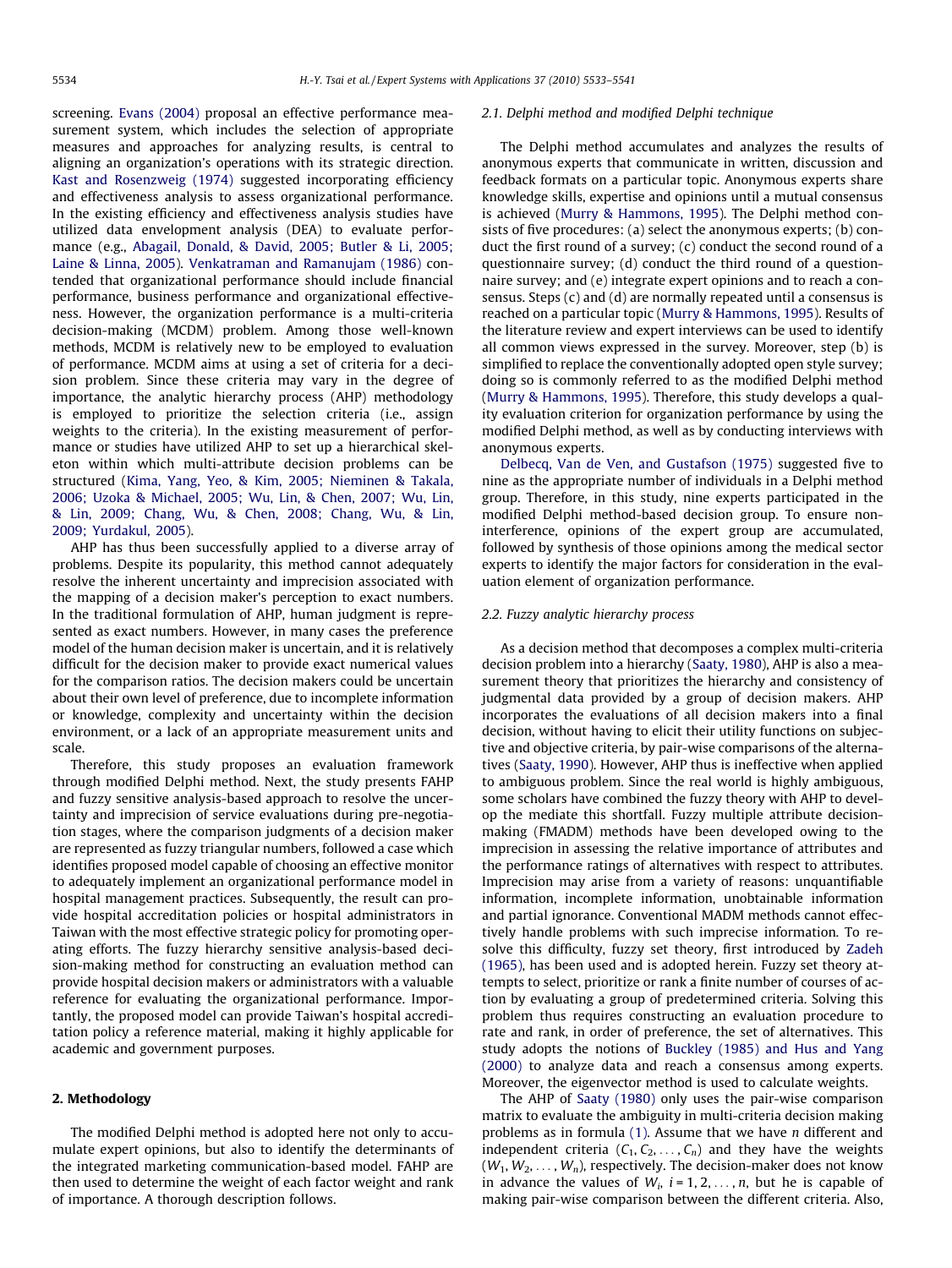screening. Evans (2004) proposal an effective performance measurement system, which includes the selection of appropriate measures and approaches for analyzing results, is central to aligning an organization's operations with its strategic direction. Kast and Rosenzweig (1974) suggested incorporating efficiency and effectiveness analysis to assess organizational performance. In the existing efficiency and effectiveness analysis studies have utilized data envelopment analysis (DEA) to evaluate performance (e.g., Abagail, Donald, & David, 2005; Butler & Li, 2005; Laine & Linna, 2005). Venkatraman and Ramanujam (1986) contended that organizational performance should include financial performance, business performance and organizational effectiveness. However, the organization performance is a multi-criteria decision-making (MCDM) problem. Among those well-known methods, MCDM is relatively new to be employed to evaluation of performance. MCDM aims at using a set of criteria for a decision problem. Since these criteria may vary in the degree of importance, the analytic hierarchy process (AHP) methodology is employed to prioritize the selection criteria (i.e., assign weights to the criteria). In the existing measurement of performance or studies have utilized AHP to set up a hierarchical skeleton within which multi-attribute decision problems can be structured (Kima, Yang, Yeo, & Kim, 2005; Nieminen & Takala, 2006; Uzoka & Michael, 2005; Wu, Lin, & Chen, 2007; Wu, Lin, & Lin, 2009; Chang, Wu, & Chen, 2008; Chang, Wu, & Lin, 2009; Yurdakul, 2005).

AHP has thus been successfully applied to a diverse array of problems. Despite its popularity, this method cannot adequately resolve the inherent uncertainty and imprecision associated with the mapping of a decision maker's perception to exact numbers. In the traditional formulation of AHP, human judgment is represented as exact numbers. However, in many cases the preference model of the human decision maker is uncertain, and it is relatively difficult for the decision maker to provide exact numerical values for the comparison ratios. The decision makers could be uncertain about their own level of preference, due to incomplete information or knowledge, complexity and uncertainty within the decision environment, or a lack of an appropriate measurement units and scale.

Therefore, this study proposes an evaluation framework through modified Delphi method. Next, the study presents FAHP and fuzzy sensitive analysis-based approach to resolve the uncertainty and imprecision of service evaluations during pre-negotiation stages, where the comparison judgments of a decision maker are represented as fuzzy triangular numbers, followed a case which identifies proposed model capable of choosing an effective monitor to adequately implement an organizational performance model in hospital management practices. Subsequently, the result can provide hospital accreditation policies or hospital administrators in Taiwan with the most effective strategic policy for promoting operating efforts. The fuzzy hierarchy sensitive analysis-based decision-making method for constructing an evaluation method can provide hospital decision makers or administrators with a valuable reference for evaluating the organizational performance. Importantly, the proposed model can provide Taiwan's hospital accreditation policy a reference material, making it highly applicable for academic and government purposes.

## 2. Methodology

The modified Delphi method is adopted here not only to accumulate expert opinions, but also to identify the determinants of the integrated marketing communication-based model. FAHP are then used to determine the weight of each factor weight and rank of importance. A thorough description follows.

### 2.1. Delphi method and modified Delphi technique

The Delphi method accumulates and analyzes the results of anonymous experts that communicate in written, discussion and feedback formats on a particular topic. Anonymous experts share knowledge skills, expertise and opinions until a mutual consensus is achieved (Murry & Hammons, 1995). The Delphi method consists of five procedures: (a) select the anonymous experts; (b) conduct the first round of a survey; (c) conduct the second round of a questionnaire survey; (d) conduct the third round of a questionnaire survey; and (e) integrate expert opinions and to reach a consensus. Steps (c) and (d) are normally repeated until a consensus is reached on a particular topic (Murry & Hammons, 1995). Results of the literature review and expert interviews can be used to identify all common views expressed in the survey. Moreover, step (b) is simplified to replace the conventionally adopted open style survey; doing so is commonly referred to as the modified Delphi method (Murry & Hammons, 1995). Therefore, this study develops a quality evaluation criterion for organization performance by using the modified Delphi method, as well as by conducting interviews with anonymous experts.

Delbecq, Van de Ven, and Gustafson (1975) suggested five to nine as the appropriate number of individuals in a Delphi method group. Therefore, in this study, nine experts participated in the modified Delphi method-based decision group. To ensure non-interference, opinions of the expert group are accumulated, followed by synthesis of those opinions among the medical sector experts to identify the major factors for consideration in the evaluation element of organization performance.

### 2.2. Fuzzy analytic hierarchy process

As a decision method that decomposes a complex multi-criteria decision problem into a hierarchy (Saaty, 1980), AHP is also a measurement theory that prioritizes the hierarchy and consistency of judgmental data provided by a group of decision makers. AHP incorporates the evaluations of all decision makers into a final decision, without having to elicit their utility functions on subjective and objective criteria, by pair-wise comparisons of the alternatives (Saaty, 1990). However, AHP thus is ineffective when applied to ambiguous problem. Since the real world is highly ambiguous, some scholars have combined the fuzzy theory with AHP to develop the mediate this shortfall. Fuzzy multiple attribute decision-making (FMADM) methods have been developed owing to the imprecision in assessing the relative importance of attributes and the performance ratings of alternatives with respect to attributes. Imprecision may arise from a variety of reasons: unquantifiable information, incomplete information, unobtainable information and partial ignorance. Conventional MADM methods cannot effectively handle problems with such imprecise information. To resolve this difficulty, fuzzy set theory, first introduced by Zadeh (1965), has been used and is adopted herein. Fuzzy set theory attempts to select, prioritize or rank a finite number of courses of action by evaluating a group of predetermined criteria. Solving this problem thus requires constructing an evaluation procedure to rate and rank, in order of preference, the set of alternatives. This study adopts the notions of Buckley (1985) and Hus and Yang (2000) to analyze data and reach a consensus among experts. Moreover, the eigenvector method is used to calculate weights.

The AHP of Saaty (1980) only uses the pair-wise comparison matrix to evaluate the ambiguity in multi-criteria decision making problems as in formula (1). Assume that we have $n$ different and independent criteria $(C_1, C_2, \ldots, C_n)$ and they have the weights $(W_1, W_2, \ldots, W_n)$, respectively. The decision-maker does not know in advance the values of $W_i$, $i = 1, 2, \ldots, n$, but he is capable of making pair-wise comparison between the different criteria. Also,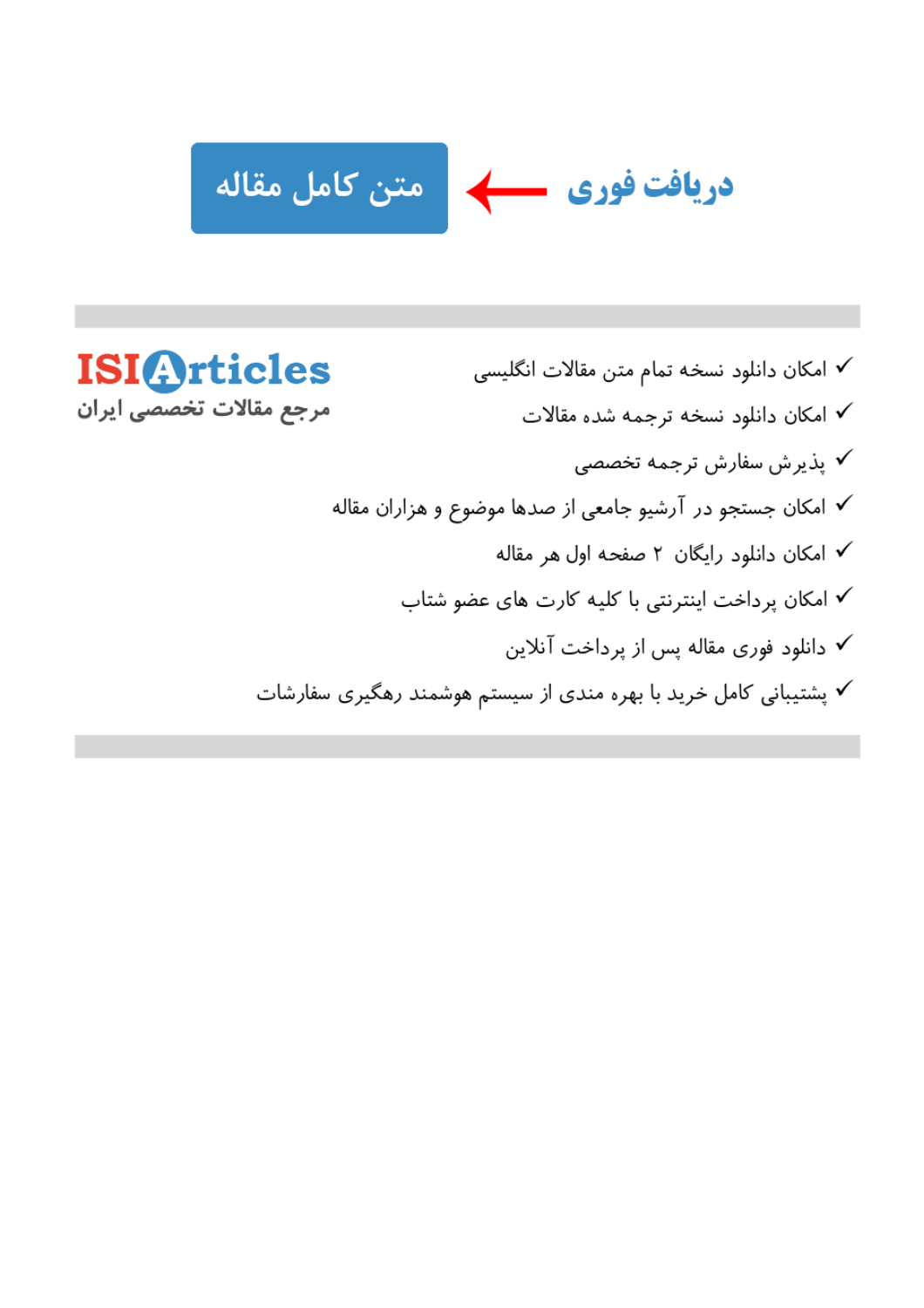دریافت فوری ← **متن کامل مقاله**

**ISIArticles**
مرجع مقالات تخصصی ایران

- ✓ امکان دانلود نسخه تمام متن مقالات انگلیسی
- ✓ امکان دانلود نسخه ترجمه شده مقالات
- ✓ پذیرش سفارش ترجمه تخصصی
- ✓ امکان جستجو در آرشیو جامعی از صدها موضوع و هزاران مقاله
- ✓ امکان دانلود رایگان ۲ صفحه اول هر مقاله
- ✓ امکان پرداخت اینترنتی با کلیه کارت های عضو شتاب
- ✓ دانلود فوری مقاله پس از پرداخت آنلاین
- ✓ پشتیبانی کامل خرید با بهره مندی از سیستم هوشمند رهگیری سفارشات